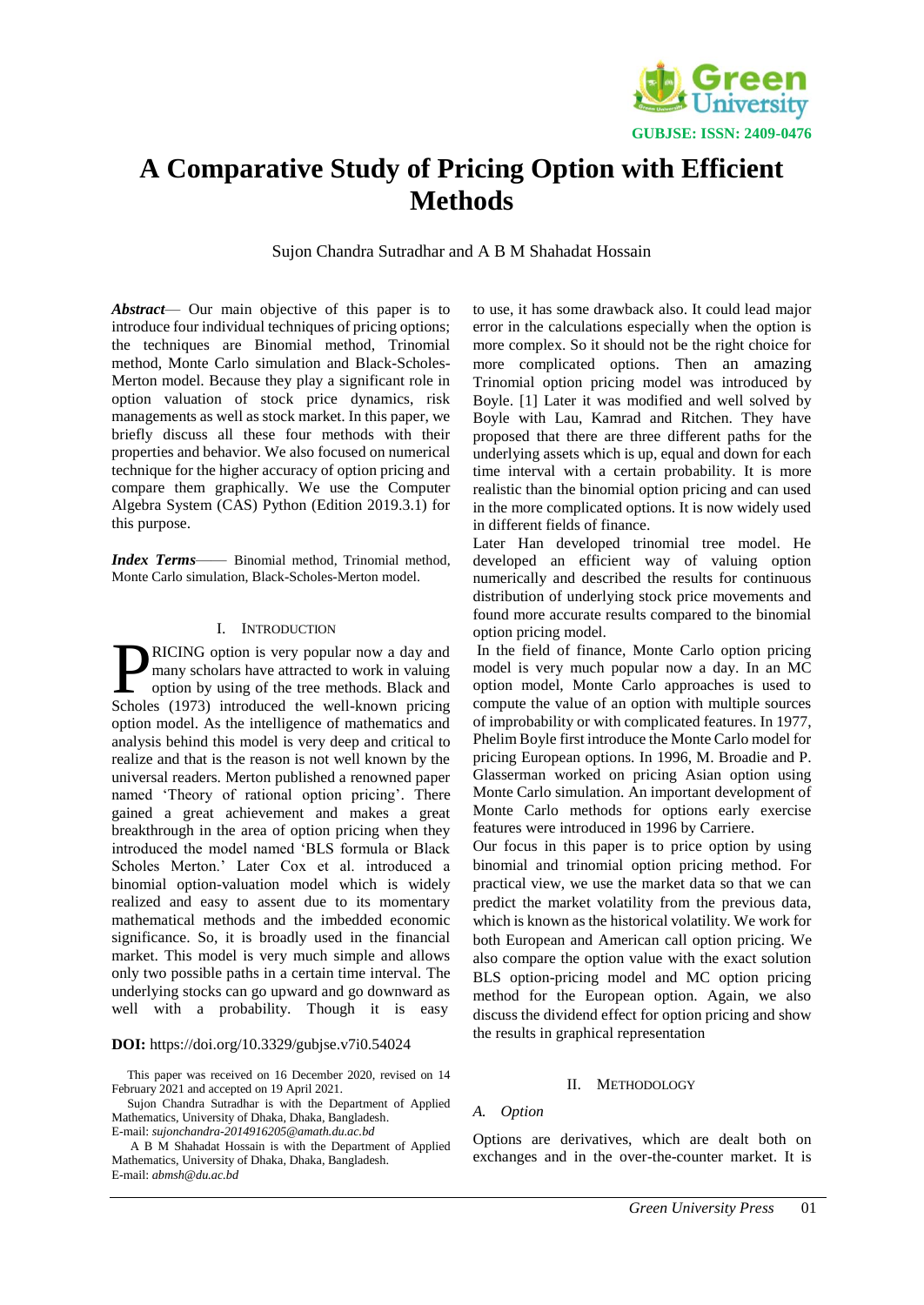# A Comparative Study of Pricing Option with Efficient Methods

Sujon Chandra Sutradhar and A B M Shahadat Hossain

***Abstract*** — Our main objective of this paper is to introduce four individual techniques of pricing options; the techniques are Binomial method, Trinomial method, Monte Carlo simulation and Black-Scholes-Merton model. Because they play a significant role in option valuation of stock price dynamics, risk managements as well as stock market. In this paper, we briefly discuss all these four methods with their properties and behavior. We also focused on numerical technique for the higher accuracy of option pricing and compare them graphically. We use the Computer Algebra System (CAS) Python (Edition 2019.3.1) for this purpose.

***Index Terms*** —— Binomial method, Trinomial method, Monte Carlo simulation, Black-Scholes-Merton model.

## I. Introduction

PRICING option is very popular now a day and many scholars have attracted to work in valuing option by using of the tree methods. Black and Scholes (1973) introduced the well-known pricing option model. As the intelligence of mathematics and analysis behind this model is very deep and critical to realize and that is the reason is not well known by the universal readers. Merton published a renowned paper named 'Theory of rational option pricing'. There gained a great achievement and makes a great breakthrough in the area of option pricing when they introduced the model named 'BLS formula or Black Scholes Merton.' Later Cox et al. introduced a binomial option-valuation model which is widely realized and easy to assent due to its momentary mathematical methods and the imbedded economic significance. So, it is broadly used in the financial market. This model is very much simple and allows only two possible paths in a certain time interval. The underlying stocks can go upward and go downward as well with a probability. Though it is easy to use, it has some drawback also. It could lead major error in the calculations especially when the option is more complex. So it should not be the right choice for more complicated options. Then an amazing Trinomial option pricing model was introduced by Boyle. [1] Later it was modified and well solved by Boyle with Lau, Kamrad and Ritchen. They have proposed that there are three different paths for the underlying assets which is up, equal and down for each time interval with a certain probability. It is more realistic than the binomial option pricing and can used in the more complicated options. It is now widely used in different fields of finance.

Later Han developed trinomial tree model. He developed an efficient way of valuing option numerically and described the results for continuous distribution of underlying stock price movements and found more accurate results compared to the binomial option pricing model.

In the field of finance, Monte Carlo option pricing model is very much popular now a day. In an MC option model, Monte Carlo approaches is used to compute the value of an option with multiple sources of improbability or with complicated features. In 1977, Phelim Boyle first introduce the Monte Carlo model for pricing European options. In 1996, M. Broadie and P. Glasserman worked on pricing Asian option using Monte Carlo simulation. An important development of Monte Carlo methods for options early exercise features were introduced in 1996 by Carriere.

Our focus in this paper is to price option by using binomial and trinomial option pricing method. For practical view, we use the market data so that we can predict the market volatility from the previous data, which is known as the historical volatility. We work for both European and American call option pricing. We also compare the option value with the exact solution BLS option-pricing model and MC option pricing method for the European option. Again, we also discuss the dividend effect for option pricing and show the results in graphical representation

**DOI:** https://doi.org/10.3329/gubjse.v7i0.54024

This paper was received on 16 December 2020, revised on 14 February 2021 and accepted on 19 April 2021.

Sujon Chandra Sutradhar is with the Department of Applied Mathematics, University of Dhaka, Dhaka, Bangladesh.
E-mail: *sujonchandra-2014916205@amath.du.ac.bd*

A B M Shahadat Hossain is with the Department of Applied Mathematics, University of Dhaka, Dhaka, Bangladesh.
E-mail: *abmsh@du.ac.bd*

## II. Methodology

### A. Option

Options are derivatives, which are dealt both on exchanges and in the over-the-counter market. It is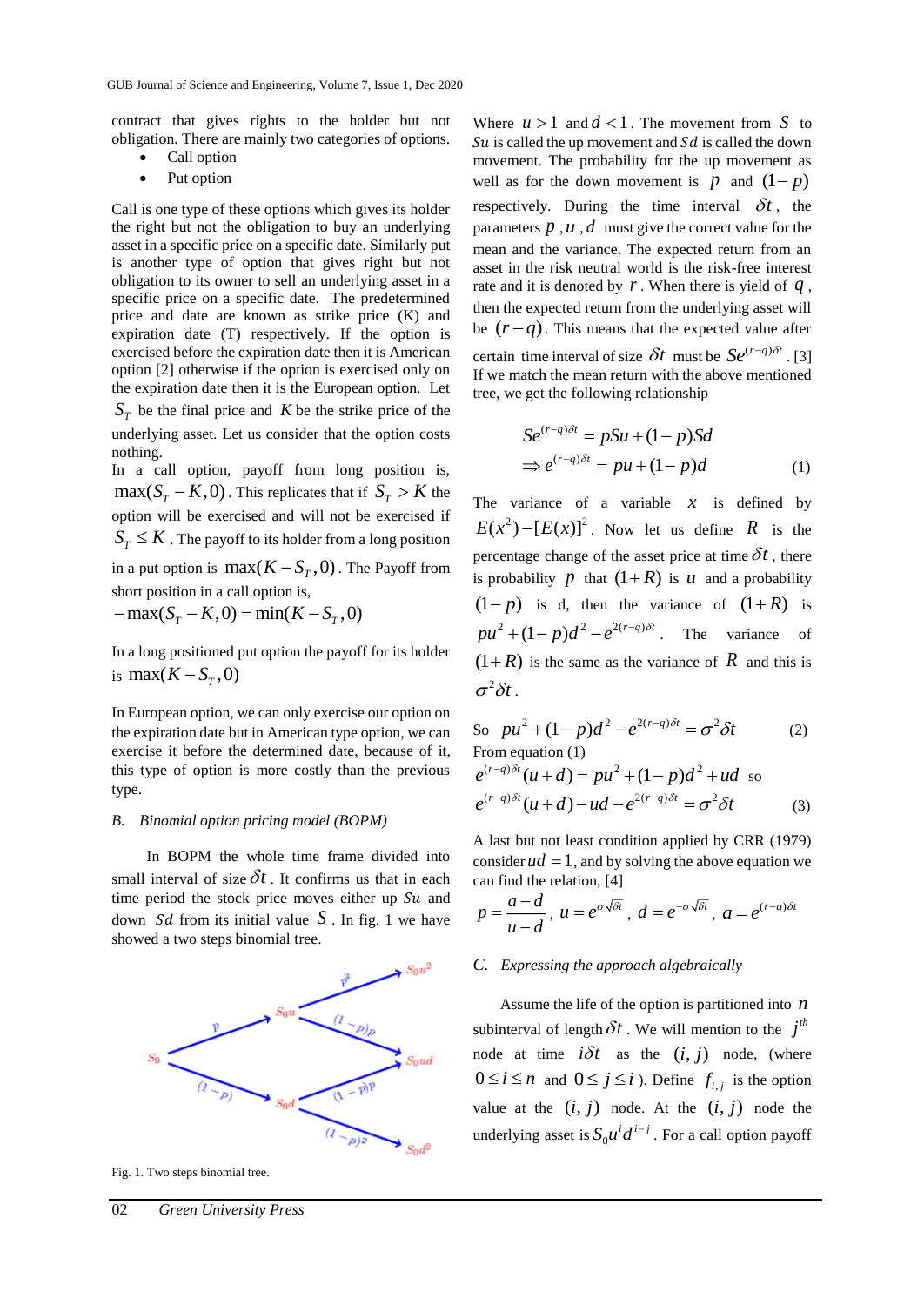contract that gives rights to the holder but not obligation. There are mainly two categories of options.

- Call option
- Put option

Call is one type of these options which gives its holder the right but not the obligation to buy an underlying asset in a specific price on a specific date. Similarly put is another type of option that gives right but not obligation to its owner to sell an underlying asset in a specific price on a specific date. The predetermined price and date are known as strike price (K) and expiration date (T) respectively. If the option is exercised before the expiration date then it is American option [2] otherwise if the option is exercised only on the expiration date then it is the European option. Let $S_T$ be the final price and $K$ be the strike price of the underlying asset. Let us consider that the option costs nothing.

In a call option, payoff from long position is, $\max(S_T - K, 0)$. This replicates that if $S_T > K$ the option will be exercised and will not be exercised if $S_T \leq K$. The payoff to its holder from a long position in a put option is $\max(K - S_T, 0)$. The Payoff from short position in a call option is,

$-\max(S_T - K, 0) = \min(K - S_T, 0)$

In a long positioned put option the payoff for its holder is $\max(K - S_T, 0)$

In European option, we can only exercise our option on the expiration date but in American type option, we can exercise it before the determined date, because of it, this type of option is more costly than the previous type.

### B. *Binomial option pricing model (BOPM)*

In BOPM the whole time frame divided into small interval of size $\delta t$. It confirms us that in each time period the stock price moves either up $Su$ and down $Sd$ from its initial value $S$. In fig. 1 we have showed a two steps binomial tree.

Fig. 1. Two steps binomial tree.

Where $u > 1$ and $d < 1$. The movement from $S$ to $Su$ is called the up movement and $Sd$ is called the down movement. The probability for the up movement as well as for the down movement is $p$ and $(1-p)$ respectively. During the time interval $\delta t$, the parameters $p$, $u$, $d$ must give the correct value for the mean and the variance. The expected return from the asset in the risk neutral world is the risk-free interest rate and it is denoted by $r$. When there is yield of $q$, then the expected return from the underlying asset will be $(r-q)$. This means that the expected value after certain time interval of size $\delta t$ must be $Se^{(r-q)\delta t}$. [3] If we match the mean return with the above mentioned tree, we get the following relationship

$$
\begin{aligned}
&Se^{(r-q)\delta t} = pSu + (1-p)Sd \\
&\Rightarrow e^{(r-q)\delta t} = pu + (1-p)d \qquad (1)
\end{aligned}
$$

The variance of a variable $x$ is defined by $E(x^2) - [E(x)]^2$. Now let us define $R$ is the percentage change of the asset price at time $\delta t$, there is probability $p$ that $(1+R)$ is $u$ and a probability $(1-p)$ is d, then the variance of $(1+R)$ is $pu^2 + (1-p)d^2 - e^{2(r-q)\delta t}$. The variance of $(1+R)$ is the same as the variance of $R$ and this is $\sigma^2 \delta t$.

So $pu^2 + (1-p)d^2 - e^{2(r-q)\delta t} = \sigma^2 \delta t \qquad (2)$

From equation (1)

$e^{(r-q)\delta t}(u+d) = pu^2 + (1-p)d^2 + ud$ so

$$e^{(r-q)\delta t}(u+d) - ud - e^{2(r-q)\delta t} = \sigma^2 \delta t \qquad (3)$$

A last but not least condition applied by CRR (1979) consider $ud = 1$, and by solving the above equation we can find the relation, [4]

$$p = \frac{a-d}{u-d}, \; u = e^{\sigma\sqrt{\delta t}}, \; d = e^{-\sigma\sqrt{\delta t}}, \; a = e^{(r-q)\delta t}$$

### C. *Expressing the approach algebraically*

Assume the life of the option is partitioned into $n$ subinterval of length $\delta t$. We will mention to the $j^{th}$ node at time $i\delta t$ as the $(i, j)$ node, (where $0 \leq i \leq n$ and $0 \leq j \leq i$). Define $f_{i,j}$ is the option value at the $(i, j)$ node. At the $(i, j)$ node the underlying asset is $S_0 u^i d^{i-j}$. For a call option payoff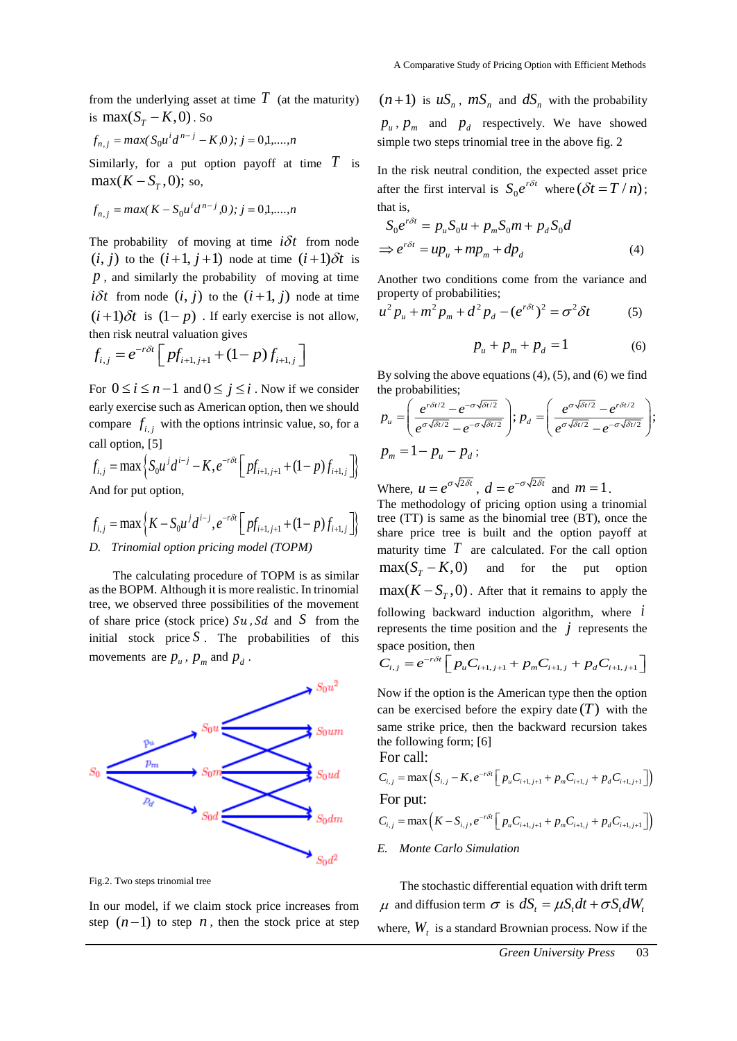from the underlying asset at time $T$ (at the maturity) is $\max(S_T - K, 0)$. So

$$f_{n,j} = max(S_0 u^i d^{n-j} - K, 0);\ j = 0,1,\ldots,n$$

Similarly, for a put option payoff at time $T$ is $\max(K - S_T, 0)$; so,

$$f_{n,j} = max(K - S_0 u^i d^{n-j}, 0);\ j = 0,1,\ldots,n$$

The probability of moving at time $i\delta t$ from node $(i, j)$ to the $(i+1, j+1)$ node at time $(i+1)\delta t$ is $p$, and similarly the probability of moving at time $i\delta t$ from node $(i, j)$ to the $(i+1, j)$ node at time $(i+1)\delta t$ is $(1-p)$. If early exercise is not allow, then risk neutral valuation gives

$$f_{i,j} = e^{-r\delta t}\left[ p f_{i+1,j+1} + (1-p) f_{i+1,j} \right]$$

For $0 \le i \le n-1$ and $0 \le j \le i$. Now if we consider early exercise such as American option, then we should compare $f_{i,j}$ with the options intrinsic value, so, for a call option, [5]

$$f_{i,j} = \max\left\{ S_0 u^j d^{i-j} - K, e^{-r\delta t}\left[ p f_{i+1,j+1} + (1-p) f_{i+1,j} \right] \right\}$$

And for put option,

$$f_{i,j} = \max\left\{ K - S_0 u^j d^{i-j}, e^{-r\delta t}\left[ p f_{i+1,j+1} + (1-p) f_{i+1,j} \right] \right\}$$

*D. Trinomial option pricing model (TOPM)*

The calculating procedure of TOPM is as similar as the BOPM. Although it is more realistic. In trinomial tree, we observed three possibilities of the movement of share price (stock price) $Su$, $Sd$ and $S$ from the initial stock price $S$. The probabilities of this movements are $p_u$, $p_m$ and $p_d$.

Fig.2. Two steps trinomial tree

In our model, if we claim stock price increases from step $(n-1)$ to step $n$, then the stock price at step $(n+1)$ is $uS_n$, $mS_n$ and $dS_n$ with the probability $p_u$, $p_m$ and $p_d$ respectively. We have showed simple two steps trinomial tree in the above fig. 2

In the risk neutral condition, the expected asset price after the first interval is $S_0 e^{r\delta t}$ where $(\delta t = T/n)$; that is,

$$S_0 e^{r\delta t} = p_u S_0 u + p_m S_0 m + p_d S_0 d$$

$$\Rightarrow e^{r\delta t} = u p_u + m p_m + d p_d \tag{4}$$

Another two conditions come from the variance and property of probabilities;

$$u^2 p_u + m^2 p_m + d^2 p_d - (e^{r\delta t})^2 = \sigma^2 \delta t \tag{5}$$

$$p_u + p_m + p_d = 1 \tag{6}$$

By solving the above equations (4), (5), and (6) we find the probabilities;

$$p_u = \left( \frac{e^{r\delta t/2} - e^{-\sigma\sqrt{\delta t/2}}}{e^{\sigma\sqrt{\delta t/2}} - e^{-\sigma\sqrt{\delta t/2}}} \right);\ p_d = \left( \frac{e^{\sigma\sqrt{\delta t/2}} - e^{r\delta t/2}}{e^{\sigma\sqrt{\delta t/2}} - e^{-\sigma\sqrt{\delta t/2}}} \right);$$

$$p_m = 1 - p_u - p_d;$$

Where, $u = e^{\sigma\sqrt{2\delta t}}$, $d = e^{-\sigma\sqrt{2\delta t}}$ and $m = 1$.

The methodology of pricing option using a trinomial tree (TT) is same as the binomial tree (BT), once the share price tree is built and the option payoff at maturity time $T$ are calculated. For the call option $\max(S_T - K, 0)$ and for the put option $\max(K - S_T, 0)$. After that it remains to apply the following backward induction algorithm, where $i$ represents the time position and the $j$ represents the space position, then

$$C_{i,j} = e^{-r\delta t}\left[ p_u C_{i+1,j+1} + p_m C_{i+1,j} + p_d C_{i+1,j+1} \right]$$

Now if the option is the American type then the option can be exercised before the expiry date $(T)$ with the same strike price, then the backward recursion takes the following form; [6]

For call:

$$C_{i,j} = \max\left( S_{i,j} - K, e^{-r\delta t}\left[ p_u C_{i+1,j+1} + p_m C_{i+1,j} + p_d C_{i+1,j+1} \right] \right)$$

For put:

$$C_{i,j} = \max\left( K - S_{i,j}, e^{-r\delta t}\left[ p_u C_{i+1,j+1} + p_m C_{i+1,j} + p_d C_{i+1,j+1} \right] \right)$$

*E. Monte Carlo Simulation*

The stochastic differential equation with drift term $\mu$ and diffusion term $\sigma$ is $dS_t = \mu S_t dt + \sigma S_t dW_t$ where, $W_t$ is a standard Brownian process. Now if the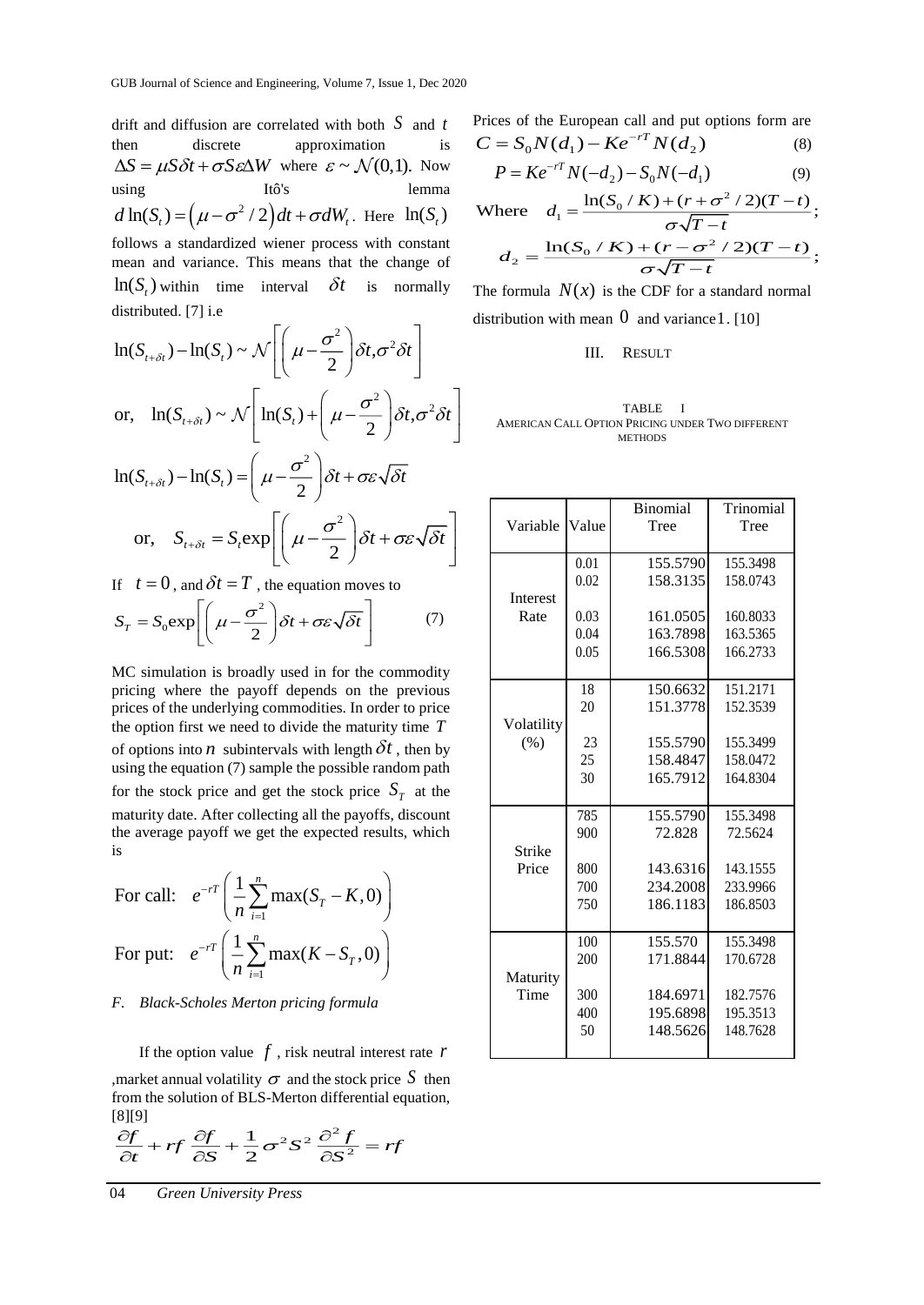drift and diffusion are correlated with both $S$ and $t$ then discrete approximation is $\Delta S = \mu S \delta t + \sigma S \varepsilon \Delta W$ where $\varepsilon \sim \mathcal{N}(0,1)$. Now using Itô's lemma $d\ln(S_t) = \left(\mu - \sigma^2/2\right)dt + \sigma dW_t$. Here $\ln(S_t)$ follows a standardized wiener process with constant mean and variance. This means that the change of $\ln(S_t)$ within time interval $\delta t$ is normally distributed. [7] i.e

$$\ln(S_{t+\delta t}) - \ln(S_t) \sim \mathcal{N}\left[\left(\mu - \frac{\sigma^2}{2}\right)\delta t, \sigma^2 \delta t\right]$$

$$\text{or,} \quad \ln(S_{t+\delta t}) \sim \mathcal{N}\left[\ln(S_t) + \left(\mu - \frac{\sigma^2}{2}\right)\delta t, \sigma^2 \delta t\right]$$

$$\ln(S_{t+\delta t}) - \ln(S_t) = \left(\mu - \frac{\sigma^2}{2}\right)\delta t + \sigma\varepsilon\sqrt{\delta t}$$

$$\text{or,} \quad S_{t+\delta t} = S_t \exp\left[\left(\mu - \frac{\sigma^2}{2}\right)\delta t + \sigma\varepsilon\sqrt{\delta t}\right]$$

If $t = 0$, and $\delta t = T$, the equation moves to

$$S_T = S_0 \exp\left[\left(\mu - \frac{\sigma^2}{2}\right)\delta t + \sigma\varepsilon\sqrt{\delta t}\right] \tag{7}$$

MC simulation is broadly used in for the commodity pricing where the payoff depends on the previous prices of the underlying commodities. In order to price the option first we need to divide the maturity time $T$ of options into $n$ subintervals with length $\delta t$, then by using the equation (7) sample the possible random path for the stock price and get the stock price $S_T$ at the maturity date. After collecting all the payoffs, discount the average payoff we get the expected results, which is

$$\text{For call:} \quad e^{-rT}\left(\frac{1}{n}\sum_{i=1}^{n}\max(S_T - K, 0)\right)$$

$$\text{For put:} \quad e^{-rT}\left(\frac{1}{n}\sum_{i=1}^{n}\max(K - S_T, 0)\right)$$

### *F. Black-Scholes Merton pricing formula*

If the option value $f$, risk neutral interest rate $r$ ,market annual volatility $\sigma$ and the stock price $S$ then from the solution of BLS-Merton differential equation, [8][9]

$$\frac{\partial f}{\partial t} + rf\,\frac{\partial f}{\partial S} + \frac{1}{2}\sigma^2 S^2\,\frac{\partial^2 f}{\partial S^2} = rf$$

Prices of the European call and put options form are

$$C = S_0 N(d_1) - Ke^{-rT} N(d_2) \tag{8}$$

$$P = Ke^{-rT} N(-d_2) - S_0 N(-d_1) \tag{9}$$

Where $d_1 = \dfrac{\ln(S_0/K) + (r + \sigma^2/2)(T-t)}{\sigma\sqrt{T-t}}$;

$d_2 = \dfrac{\ln(S_0/K) + (r - \sigma^2/2)(T-t)}{\sigma\sqrt{T-t}}$;

The formula $N(x)$ is the CDF for a standard normal distribution with mean $0$ and variance $1$. [10]

## III. Result

TABLE I
AMERICAN CALL OPTION PRICING UNDER TWO DIFFERENT METHODS

| Variable | Value | Binomial Tree | Trinomial Tree |
|---|---|---|---|
| Interest Rate | 0.01 | 155.5790 | 155.3498 |
| | 0.02 | 158.3135 | 158.0743 |
| | 0.03 | 161.0505 | 160.8033 |
| | 0.04 | 163.7898 | 163.5365 |
| | 0.05 | 166.5308 | 166.2733 |
| Volatility (%) | 18 | 150.6632 | 151.2171 |
| | 20 | 151.3778 | 152.3539 |
| | 23 | 155.5790 | 155.3499 |
| | 25 | 158.4847 | 158.0472 |
| | 30 | 165.7912 | 164.8304 |
| Strike Price | 785 | 155.5790 | 155.3498 |
| | 900 | 72.828 | 72.5624 |
| | 800 | 143.6316 | 143.1555 |
| | 700 | 234.2008 | 233.9966 |
| | 750 | 186.1183 | 186.8503 |
| Maturity Time | 100 | 155.570 | 155.3498 |
| | 200 | 171.8844 | 170.6728 |
| | 300 | 184.6971 | 182.7576 |
| | 400 | 195.6898 | 195.3513 |
| | 50 | 148.5626 | 148.7628 |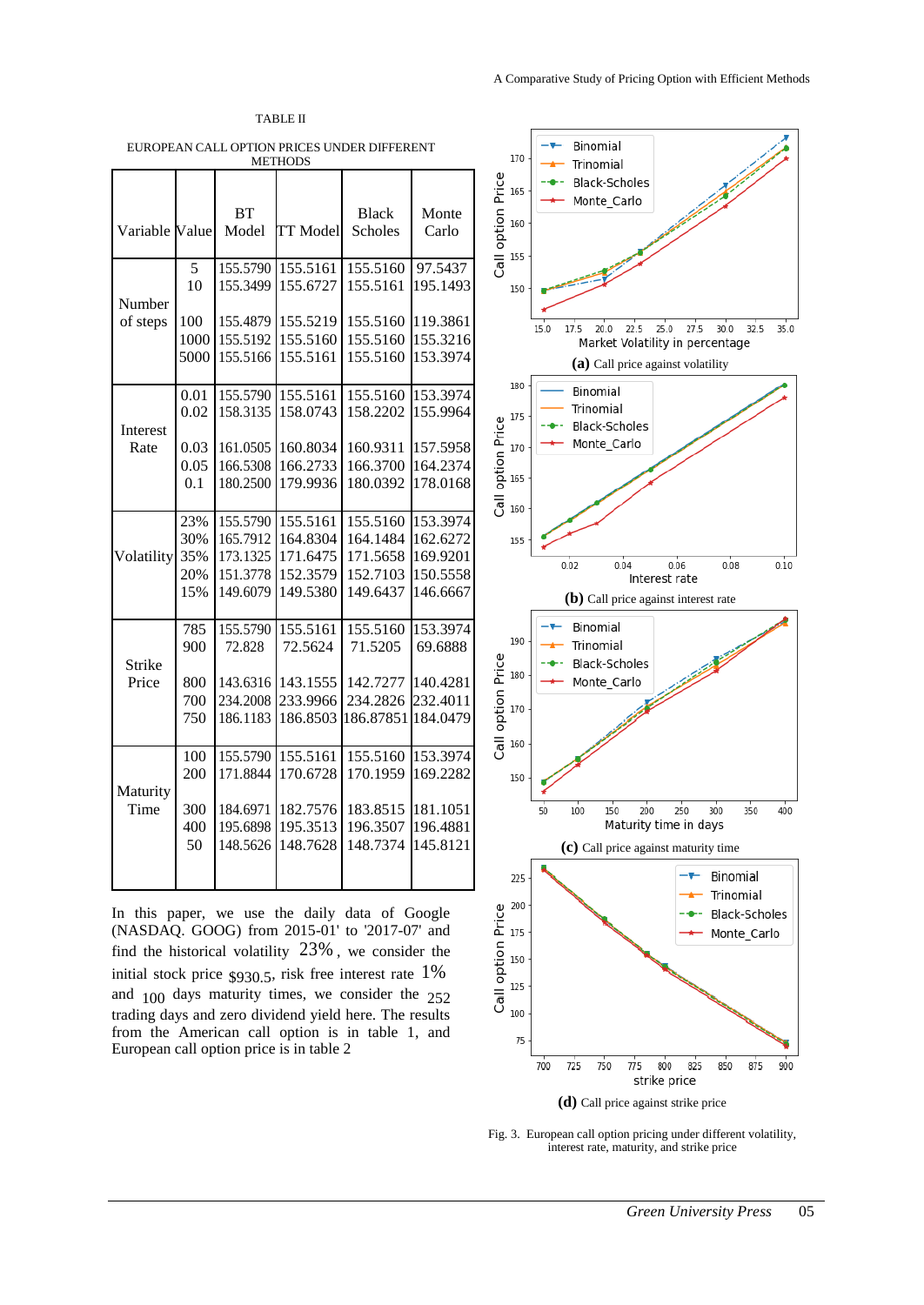TABLE II

EUROPEAN CALL OPTION PRICES UNDER DIFFERENT METHODS

| Variable | Value | BT Model | TT Model | Black Scholes | Monte Carlo |
|---|---|---|---|---|---|
| Number of steps | 5 | 155.5790 | 155.5161 | 155.5160 | 97.5437 |
| | 10 | 155.3499 | 155.6727 | 155.5161 | 195.1493 |
| | 100 | 155.4879 | 155.5219 | 155.5160 | 119.3861 |
| | 1000 | 155.5192 | 155.5160 | 155.5160 | 155.3216 |
| | 5000 | 155.5166 | 155.5161 | 155.5160 | 153.3974 |
| Interest Rate | 0.01 | 155.5790 | 155.5161 | 155.5160 | 153.3974 |
| | 0.02 | 158.3135 | 158.0743 | 158.2202 | 155.9964 |
| | 0.03 | 161.0505 | 160.8034 | 160.9311 | 157.5958 |
| | 0.05 | 166.5308 | 166.2733 | 166.3700 | 164.2374 |
| | 0.1 | 180.2500 | 179.9936 | 180.0392 | 178.0168 |
| Volatility | 23% | 155.5790 | 155.5161 | 155.5160 | 153.3974 |
| | 30% | 165.7912 | 164.8304 | 164.1484 | 162.6272 |
| | 35% | 173.1325 | 171.6475 | 171.5658 | 169.9201 |
| | 20% | 151.3778 | 152.3579 | 152.7103 | 150.5558 |
| | 15% | 149.6079 | 149.5380 | 149.6437 | 146.6667 |
| Strike Price | 785 | 155.5790 | 155.5161 | 155.5160 | 153.3974 |
| | 900 | 72.828 | 72.5624 | 71.5205 | 69.6888 |
| | 800 | 143.6316 | 143.1555 | 142.7277 | 140.4281 |
| | 700 | 234.2008 | 233.9966 | 234.2826 | 232.4011 |
| | 750 | 186.1183 | 186.8503 | 186.87851 | 184.0479 |
| Maturity Time | 100 | 155.5790 | 155.5161 | 155.5160 | 153.3974 |
| | 200 | 171.8844 | 170.6728 | 170.1959 | 169.2282 |
| | 300 | 184.6971 | 182.7576 | 183.8515 | 181.1051 |
| | 400 | 195.6898 | 195.3513 | 196.3507 | 196.4881 |
| | 50 | 148.5626 | 148.7628 | 148.7374 | 145.8121 |

In this paper, we use the daily data of Google (NASDAQ. GOOG) from 2015-01' to '2017-07' and find the historical volatility 23%, we consider the initial stock price $930.5, risk free interest rate 1% and 100 days maturity times, we consider the 252 trading days and zero dividend yield here. The results from the American call option is in table 1, and European call option price is in table 2

**(a)** Call price against volatility

**(b)** Call price against interest rate

**(c)** Call price against maturity time

**(d)** Call price against strike price

Fig. 3. European call option pricing under different volatility, interest rate, maturity, and strike price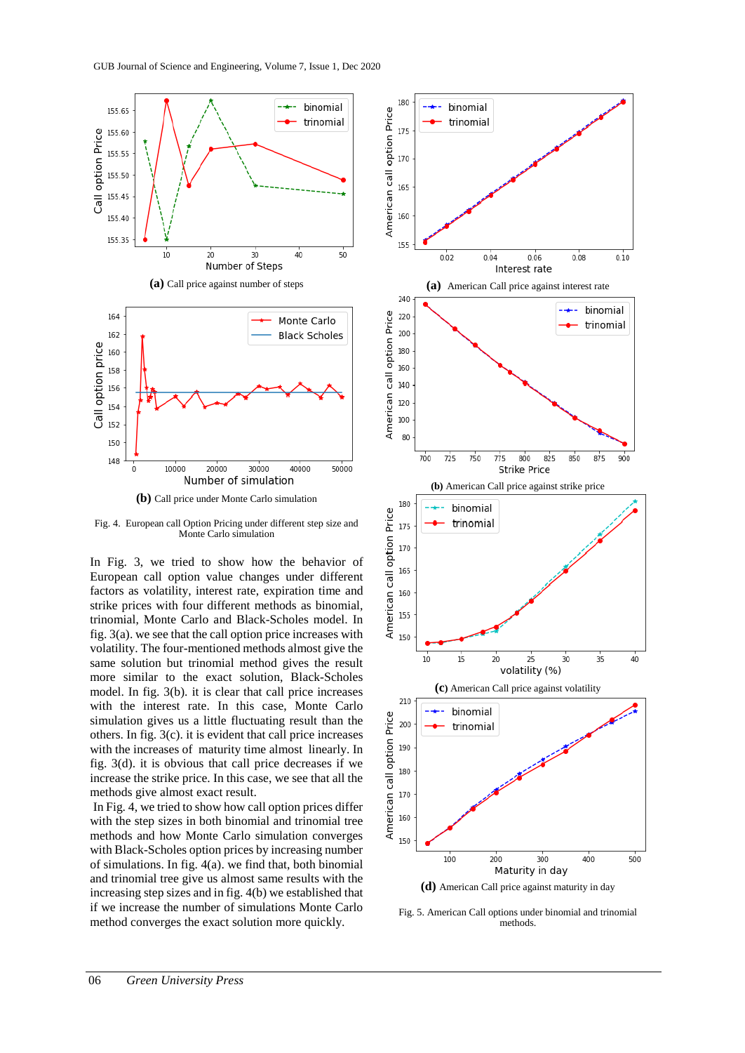(a) Call price against number of steps

(b) Call price under Monte Carlo simulation

Fig. 4. European call Option Pricing under different step size and Monte Carlo simulation

In Fig. 3, we tried to show how the behavior of European call option value changes under different factors as volatility, interest rate, expiration time and strike prices with four different methods as binomial, trinomial, Monte Carlo and Black-Scholes model. In fig. 3(a). we see that the call option price increases with volatility. The four-mentioned methods almost give the same solution but trinomial method gives the result more similar to the exact solution, Black-Scholes model. In fig. 3(b). it is clear that call price increases with the interest rate. In this case, Monte Carlo simulation gives us a little fluctuating result than the others. In fig. 3(c). it is evident that call price increases with the increases of maturity time almost linearly. In fig. 3(d). it is obvious that call price decreases if we increase the strike price. In this case, we see that all the methods give almost exact result.

In Fig. 4, we tried to show how call option prices differ with the step sizes in both binomial and trinomial tree methods and how Monte Carlo simulation converges with Black-Scholes option prices by increasing number of simulations. In fig. 4(a). we find that, both binomial and trinomial tree give us almost same results with the increasing step sizes and in fig. 4(b) we established that if we increase the number of simulations Monte Carlo method converges the exact solution more quickly.

(a) American Call price against interest rate

(b) American Call price against strike price

(c) American Call price against volatility

(d) American Call price against maturity in day

Fig. 5. American Call options under binomial and trinomial methods.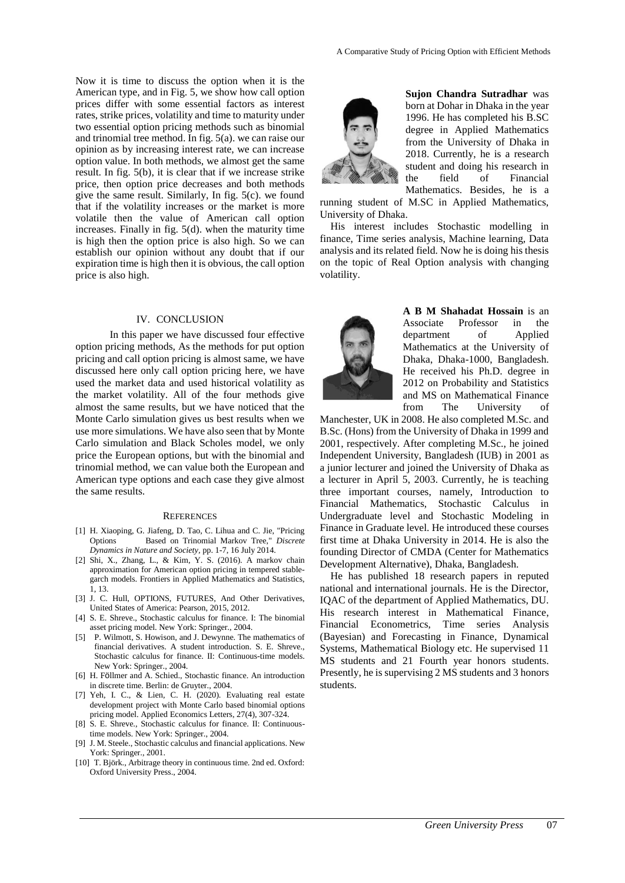Now it is time to discuss the option when it is the American type, and in Fig. 5, we show how call option prices differ with some essential factors as interest rates, strike prices, volatility and time to maturity under two essential option pricing methods such as binomial and trinomial tree method. In fig. 5(a). we can raise our opinion as by increasing interest rate, we can increase option value. In both methods, we almost get the same result. In fig. 5(b), it is clear that if we increase strike price, then option price decreases and both methods give the same result. Similarly, In fig. 5(c). we found that if the volatility increases or the market is more volatile then the value of American call option increases. Finally in fig. 5(d). when the maturity time is high then the option price is also high. So we can establish our opinion without any doubt that if our expiration time is high then it is obvious, the call option price is also high.

## IV. CONCLUSION

In this paper we have discussed four effective option pricing methods, As the methods for put option pricing and call option pricing is almost same, we have discussed here only call option pricing here, we have used the market data and used historical volatility as the market volatility. All of the four methods give almost the same results, but we have noticed that the Monte Carlo simulation gives us best results when we use more simulations. We have also seen that by Monte Carlo simulation and Black Scholes model, we only price the European options, but with the binomial and trinomial method, we can value both the European and American type options and each case they give almost the same results.

## REFERENCES

[1] H. Xiaoping, G. Jiafeng, D. Tao, C. Lihua and C. Jie, "Pricing Options Based on Trinomial Markov Tree," *Discrete Dynamics in Nature and Society*, pp. 1-7, 16 July 2014.

[2] Shi, X., Zhang, L., & Kim, Y. S. (2016). A markov chain approximation for American option pricing in tempered stable-garch models. Frontiers in Applied Mathematics and Statistics, 1, 13.

[3] J. C. Hull, OPTIONS, FUTURES, And Other Derivatives, United States of America: Pearson, 2015, 2012.

[4] S. E. Shreve., Stochastic calculus for finance. I: The binomial asset pricing model. New York: Springer., 2004.

[5] P. Wilmott, S. Howison, and J. Dewynne. The mathematics of financial derivatives. A student introduction. S. E. Shreve., Stochastic calculus for finance. II: Continuous-time models. New York: Springer., 2004.

[6] H. Föllmer and A. Schied., Stochastic finance. An introduction in discrete time. Berlin: de Gruyter., 2004.

[7] Yeh, I. C., & Lien, C. H. (2020). Evaluating real estate development project with Monte Carlo based binomial options pricing model. Applied Economics Letters, 27(4), 307-324.

[8] S. E. Shreve., Stochastic calculus for finance. II: Continuous-time models. New York: Springer., 2004.

[9] J. M. Steele., Stochastic calculus and financial applications. New York: Springer., 2001.

[10] T. Björk., Arbitrage theory in continuous time. 2nd ed. Oxford: Oxford University Press., 2004.

**Sujon Chandra Sutradhar** was born at Dohar in Dhaka in the year 1996. He has completed his B.SC degree in Applied Mathematics from the University of Dhaka in 2018. Currently, he is a research student and doing his research in the field of Financial Mathematics. Besides, he is a running student of M.SC in Applied Mathematics, University of Dhaka.

His interest includes Stochastic modelling in finance, Time series analysis, Machine learning, Data analysis and its related field. Now he is doing his thesis on the topic of Real Option analysis with changing volatility.

**A B M Shahadat Hossain** is an Associate Professor in the department of Applied Mathematics at the University of Dhaka, Dhaka-1000, Bangladesh. He received his Ph.D. degree in 2012 on Probability and Statistics and MS on Mathematical Finance from The University of Manchester, UK in 2008. He also completed M.Sc. and B.Sc. (Hons) from the University of Dhaka in 1999 and 2001, respectively. After completing M.Sc., he joined Independent University, Bangladesh (IUB) in 2001 as a junior lecturer and joined the University of Dhaka as a lecturer in April 5, 2003. Currently, he is teaching three important courses, namely, Introduction to Financial Mathematics, Stochastic Calculus in Undergraduate level and Stochastic Modeling in Finance in Graduate level. He introduced these courses first time at Dhaka University in 2014. He is also the founding Director of CMDA (Center for Mathematics Development Alternative), Dhaka, Bangladesh.

He has published 18 research papers in reputed national and international journals. He is the Director, IQAC of the department of Applied Mathematics, DU. His research interest in Mathematical Finance, Financial Econometrics, Time series Analysis (Bayesian) and Forecasting in Finance, Dynamical Systems, Mathematical Biology etc. He supervised 11 MS students and 21 Fourth year honors students. Presently, he is supervising 2 MS students and 3 honors students.